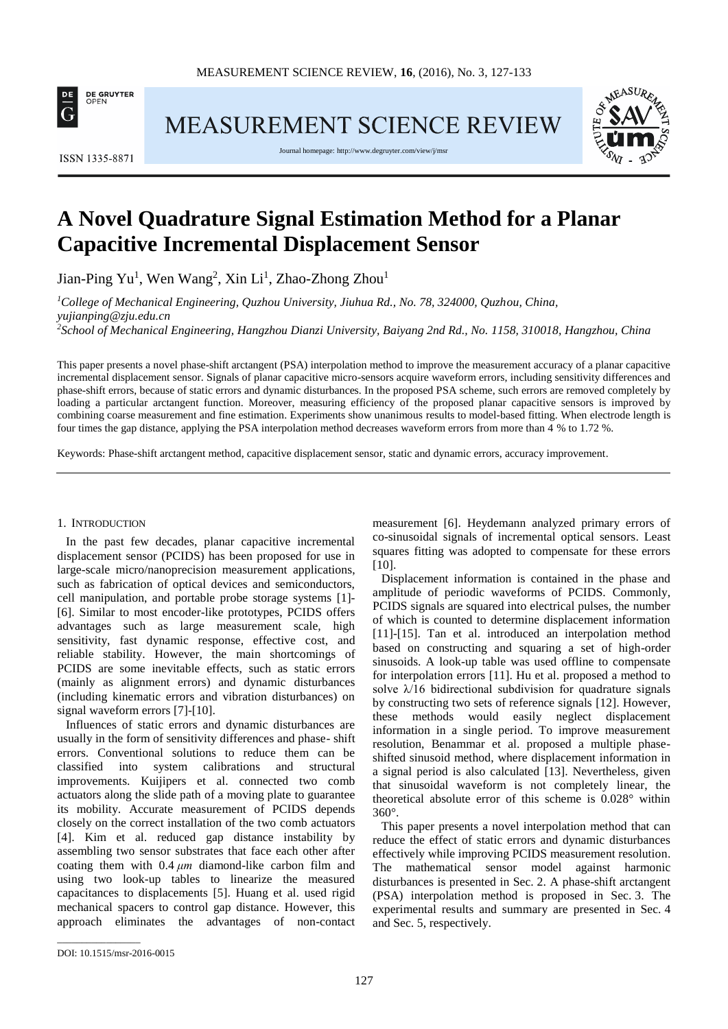# A Novel Quadrature Signal Estimation Method for a Planar Capacitive Incremental Displacement Sensor

Jian-Ping Yu[1], Wen Wang[2], Xin Li[1], Zhao-Zhong Zhou[1]

[1]*College of Mechanical Engineering, Quzhou University, Jiuhua Rd., No. 78, 324000, Quzhou, China, yujianping@zju.edu.cn*

[2]*School of Mechanical Engineering, Hangzhou Dianzi University, Baiyang 2nd Rd., No. 1158, 310018, Hangzhou, China*

This paper presents a novel phase-shift arctangent (PSA) interpolation method to improve the measurement accuracy of a planar capacitive incremental displacement sensor. Signals of planar capacitive micro-sensors acquire waveform errors, including sensitivity differences and phase-shift errors, because of static errors and dynamic disturbances. In the proposed PSA scheme, such errors are removed completely by loading a particular arctangent function. Moreover, measuring efficiency of the proposed planar capacitive sensors is improved by combining coarse measurement and fine estimation. Experiments show unanimous results to model-based fitting. When electrode length is four times the gap distance, applying the PSA interpolation method decreases waveform errors from more than 4 % to 1.72 %.

Keywords: Phase-shift arctangent method, capacitive displacement sensor, static and dynamic errors, accuracy improvement.

## 1. Introduction

In the past few decades, planar capacitive incremental displacement sensor (PCIDS) has been proposed for use in large-scale micro/nanoprecision measurement applications, such as fabrication of optical devices and semiconductors, cell manipulation, and portable probe storage systems [1]-[6]. Similar to most encoder-like prototypes, PCIDS offers advantages such as large measurement scale, high sensitivity, fast dynamic response, effective cost, and reliable stability. However, the main shortcomings of PCIDS are some inevitable effects, such as static errors (mainly as alignment errors) and dynamic disturbances (including kinematic errors and vibration disturbances) on signal waveform errors [7]-[10].

Influences of static errors and dynamic disturbances are usually in the form of sensitivity differences and phase- shift errors. Conventional solutions to reduce them can be classified into system calibrations and structural improvements. Kuijipers et al. connected two comb actuators along the slide path of a moving plate to guarantee its mobility. Accurate measurement of PCIDS depends closely on the correct installation of the two comb actuators [4]. Kim et al. reduced gap distance instability by assembling two sensor substrates that face each other after coating them with 0.4 $\mu m$ diamond-like carbon film and using two look-up tables to linearize the measured capacitances to displacements [5]. Huang et al. used rigid mechanical spacers to control gap distance. However, this approach eliminates the advantages of non-contact measurement [6]. Heydemann analyzed primary errors of co-sinusoidal signals of incremental optical sensors. Least squares fitting was adopted to compensate for these errors [10].

Displacement information is contained in the phase and amplitude of periodic waveforms of PCIDS. Commonly, PCIDS signals are squared into electrical pulses, the number of which is counted to determine displacement information [11]-[15]. Tan et al. introduced an interpolation method based on constructing and squaring a set of high-order sinusoids. A look-up table was used offline to compensate for interpolation errors [11]. Hu et al. proposed a method to solve $\lambda$/16 bidirectional subdivision for quadrature signals by constructing two sets of reference signals [12]. However, these methods would easily neglect displacement information in a single period. To improve measurement resolution, Benammar et al. proposed a multiple phase-shifted sinusoid method, where displacement information in a signal period is also calculated [13]. Nevertheless, given that sinusoidal waveform is not completely linear, the theoretical absolute error of this scheme is 0.028° within 360°.

This paper presents a novel interpolation method that can reduce the effect of static errors and dynamic disturbances effectively while improving PCIDS measurement resolution. The mathematical sensor model against harmonic disturbances is presented in Sec. 2. A phase-shift arctangent (PSA) interpolation method is proposed in Sec. 3. The experimental results and summary are presented in Sec. 4 and Sec. 5, respectively.

DOI: 10.1515/msr-2016-0015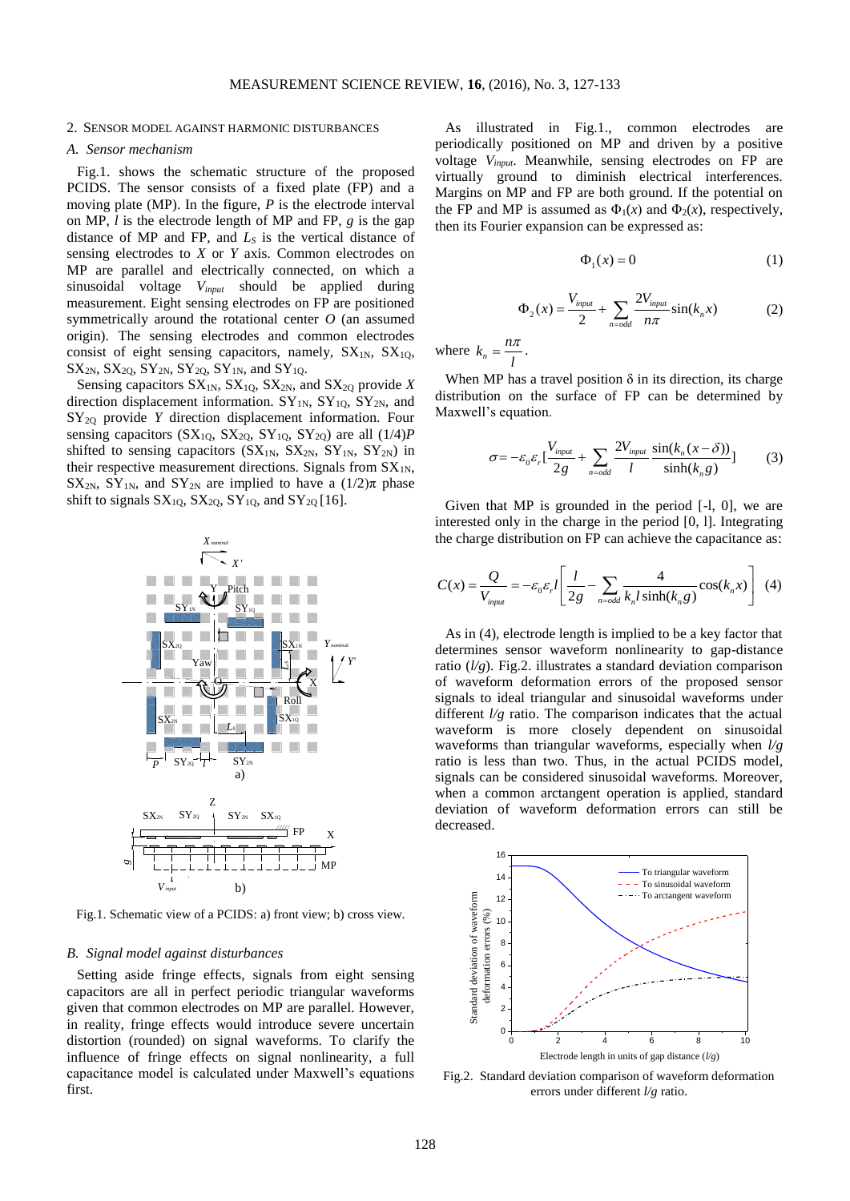## 2. Sensor model against harmonic disturbances

### *A. Sensor mechanism*

Fig.1. shows the schematic structure of the proposed PCIDS. The sensor consists of a fixed plate (FP) and a moving plate (MP). In the figure, $P$ is the electrode interval on MP, $l$ is the electrode length of MP and FP, $g$ is the gap distance of MP and FP, and $L_S$ is the vertical distance of sensing electrodes to $X$ or $Y$ axis. Common electrodes on MP are parallel and electrically connected, on which a sinusoidal voltage $V_{input}$ should be applied during measurement. Eight sensing electrodes on FP are positioned symmetrically around the rotational center $O$ (an assumed origin). The sensing electrodes and common electrodes consist of eight sensing capacitors, namely, $SX_{1N}$, $SX_{1Q}$, $SX_{2N}$, $SX_{2Q}$, $SY_{2N}$, $SY_{2Q}$, $SY_{1N}$, and $SY_{1Q}$.

Sensing capacitors $SX_{1N}$, $SX_{1Q}$, $SX_{2N}$, and $SX_{2Q}$ provide $X$ direction displacement information. $SY_{1N}$, $SY_{1Q}$, $SY_{2N}$, and $SY_{2Q}$ provide $Y$ direction displacement information. Four sensing capacitors ($SX_{1Q}$, $SX_{2Q}$, $SY_{1Q}$, $SY_{2Q}$) are all (1/4)$P$ shifted to sensing capacitors ($SX_{1N}$, $SX_{2N}$, $SY_{1N}$, $SY_{2N}$) in their respective measurement directions. Signals from $SX_{1N}$, $SX_{2N}$, $SY_{1N}$, and $SY_{2N}$ are implied to have a (1/2)$\pi$ phase shift to signals $SX_{1Q}$, $SX_{2Q}$, $SY_{1Q}$, and $SY_{2Q}$ [16].

Fig.1. Schematic view of a PCIDS: a) front view; b) cross view.

### *B. Signal model against disturbances*

Setting aside fringe effects, signals from eight sensing capacitors are all in perfect periodic triangular waveforms given that common electrodes on MP are parallel. However, in reality, fringe effects would introduce severe uncertain distortion (rounded) on signal waveforms. To clarify the influence of fringe effects on signal nonlinearity, a full capacitance model is calculated under Maxwell's equations first.

As illustrated in Fig.1., common electrodes are periodically positioned on MP and driven by a positive voltage $V_{input}$. Meanwhile, sensing electrodes on FP are virtually ground to diminish electrical interferences. Margins on MP and FP are both ground. If the potential on the FP and MP is assumed as $\Phi_1(x)$ and $\Phi_2(x)$, respectively, then its Fourier expansion can be expressed as:

$$\Phi_1(x) = 0 \tag{1}$$

$$\Phi_2(x) = \frac{V_{input}}{2} + \sum_{n=odd} \frac{2V_{input}}{n\pi} \sin(k_n x) \tag{2}$$

where $k_n = \dfrac{n\pi}{l}$.

When MP has a travel position δ in its direction, its charge distribution on the surface of FP can be determined by Maxwell's equation.

$$\sigma = -\varepsilon_0 \varepsilon_r \left[\frac{V_{input}}{2g} + \sum_{n=odd} \frac{2V_{input}}{l} \frac{\sin(k_n(x-\delta))}{\sinh(k_n g)}\right] \tag{3}$$

Given that MP is grounded in the period [-l, 0], we are interested only in the charge in the period [0, l]. Integrating the charge distribution on FP can achieve the capacitance as:

$$C(x) = \frac{Q}{V_{input}} = -\varepsilon_0 \varepsilon_r l \left[\frac{l}{2g} - \sum_{n=odd} \frac{4}{k_n l \sinh(k_n g)} \cos(k_n x)\right] \tag{4}$$

As in (4), electrode length is implied to be a key factor that determines sensor waveform nonlinearity to gap-distance ratio ($l/g$). Fig.2. illustrates a standard deviation comparison of waveform deformation errors of the proposed sensor signals to ideal triangular and sinusoidal waveforms under different $l/g$ ratio. The comparison indicates that the actual waveform is more closely dependent on sinusoidal waveforms than triangular waveforms, especially when $l/g$ ratio is less than two. Thus, in the actual PCIDS model, signals can be considered sinusoidal waveforms. Moreover, when a common arctangent operation is applied, standard deviation of waveform deformation errors can still be decreased.

Fig.2. Standard deviation comparison of waveform deformation errors under different $l/g$ ratio.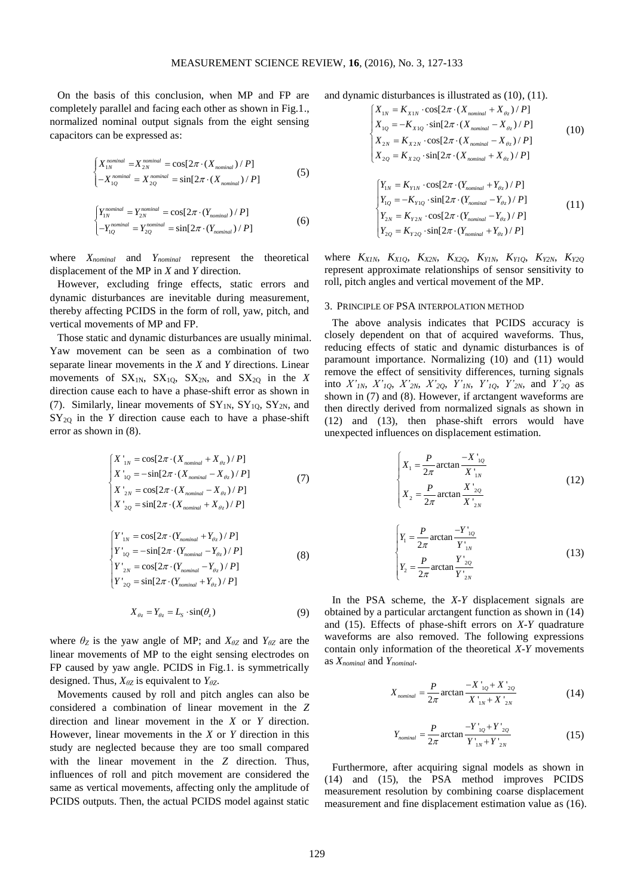On the basis of this conclusion, when MP and FP are completely parallel and facing each other as shown in Fig.1., normalized nominal output signals from the eight sensing capacitors can be expressed as:

$$\begin{cases} X_{1N}^{nominal} = X_{2N}^{nominal} = \cos[2\pi \cdot (X_{nominal})/P] \\ -X_{1Q}^{nominal} = X_{2Q}^{nominal} = \sin[2\pi \cdot (X_{nominal})/P] \end{cases} \tag{5}$$

$$\begin{cases} Y_{1N}^{nominal} = Y_{2N}^{nominal} = \cos[2\pi \cdot (Y_{nominal})/P] \\ -Y_{1Q}^{nominal} = Y_{2Q}^{nominal} = \sin[2\pi \cdot (Y_{nominal})/P] \end{cases} \tag{6}$$

where $X_{nominal}$ and $Y_{nominal}$ represent the theoretical displacement of the MP in *X* and *Y* direction.

However, excluding fringe effects, static errors and dynamic disturbances are inevitable during measurement, thereby affecting PCIDS in the form of roll, yaw, pitch, and vertical movements of MP and FP.

Those static and dynamic disturbances are usually minimal. Yaw movement can be seen as a combination of two separate linear movements in the *X* and *Y* directions. Linear movements of $SX_{1N}$, $SX_{1Q}$, $SX_{2N}$, and $SX_{2Q}$ in the *X* direction cause each to have a phase-shift error as shown in (7). Similarly, linear movements of $SY_{1N}$, $SY_{1Q}$, $SY_{2N}$, and $SY_{2Q}$ in the *Y* direction cause each to have a phase-shift error as shown in (8).

$$\begin{cases} X'_{1N} = \cos[2\pi \cdot (X_{nominal} + X_{\theta z})/P] \\ X'_{1Q} = -\sin[2\pi \cdot (X_{nominal} - X_{\theta z})/P] \\ X'_{2N} = \cos[2\pi \cdot (X_{nominal} - X_{\theta z})/P] \\ X'_{2Q} = \sin[2\pi \cdot (X_{nominal} + X_{\theta z})/P] \end{cases} \tag{7}$$

$$\begin{cases} Y'_{1N} = \cos[2\pi \cdot (Y_{nominal} + Y_{\theta z})/P] \\ Y'_{1Q} = -\sin[2\pi \cdot (Y_{nominal} - Y_{\theta z})/P] \\ Y'_{2N} = \cos[2\pi \cdot (Y_{nominal} - Y_{\theta z})/P] \\ Y'_{2Q} = \sin[2\pi \cdot (Y_{nominal} + Y_{\theta z})/P] \end{cases} \tag{8}$$

$$X_{\theta z} = Y_{\theta z} = L_S \cdot \sin(\theta_z) \tag{9}$$

where $\theta_Z$ is the yaw angle of MP; and $X_{\theta Z}$ and $Y_{\theta Z}$ are the linear movements of MP to the eight sensing electrodes on FP caused by yaw angle. PCIDS in Fig.1. is symmetrically designed. Thus, $X_{\theta Z}$ is equivalent to $Y_{\theta Z}$.

Movements caused by roll and pitch angles can also be considered a combination of linear movement in the *Z* direction and linear movement in the *X* or *Y* direction. However, linear movements in the *X* or *Y* direction in this study are neglected because they are too small compared with the linear movement in the *Z* direction. Thus, influences of roll and pitch movement are considered the same as vertical movements, affecting only the amplitude of PCIDS outputs. Then, the actual PCIDS model against static and dynamic disturbances is illustrated as (10), (11).

$$\begin{cases} X_{1N} = K_{X1N} \cdot \cos[2\pi \cdot (X_{nominal} + X_{\theta z})/P] \\ X_{1Q} = -K_{X1Q} \cdot \sin[2\pi \cdot (X_{nominal} - X_{\theta z})/P] \\ X_{2N} = K_{X2N} \cdot \cos[2\pi \cdot (X_{nominal} - X_{\theta z})/P] \\ X_{2Q} = K_{X2Q} \cdot \sin[2\pi \cdot (X_{nominal} + X_{\theta z})/P] \end{cases} \tag{10}$$

$$\begin{cases} Y_{1N} = K_{Y1N} \cdot \cos[2\pi \cdot (Y_{nominal} + Y_{\theta z})/P] \\ Y_{1Q} = -K_{Y1Q} \cdot \sin[2\pi \cdot (Y_{nominal} - Y_{\theta z})/P] \\ Y_{2N} = K_{Y2N} \cdot \cos[2\pi \cdot (Y_{nominal} - Y_{\theta z})/P] \\ Y_{2Q} = K_{Y2Q} \cdot \sin[2\pi \cdot (Y_{nominal} + Y_{\theta z})/P] \end{cases} \tag{11}$$

where $K_{X1N}$, $K_{X1Q}$, $K_{X2N}$, $K_{X2Q}$, $K_{Y1N}$, $K_{Y1Q}$, $K_{Y2N}$, $K_{Y2Q}$ represent approximate relationships of sensor sensitivity to roll, pitch angles and vertical movement of the MP.

## 3. PRINCIPLE OF PSA INTERPOLATION METHOD

The above analysis indicates that PCIDS accuracy is closely dependent on that of acquired waveforms. Thus, reducing effects of static and dynamic disturbances is of paramount importance. Normalizing (10) and (11) would remove the effect of sensitivity differences, turning signals into $X'_{1N}$, $X'_{1Q}$, $X'_{2N}$, $X'_{2Q}$, $Y'_{1N}$, $Y'_{1Q}$, $Y'_{2N}$, and $Y'_{2Q}$ as shown in (7) and (8). However, if arctangent waveforms are then directly derived from normalized signals as shown in (12) and (13), then phase-shift errors would have unexpected influences on displacement estimation.

$$\begin{cases} X_1 = \dfrac{P}{2\pi} \arctan \dfrac{-X'_{1Q}}{X'_{1N}} \\ X_2 = \dfrac{P}{2\pi} \arctan \dfrac{X'_{2Q}}{X'_{2N}} \end{cases} \tag{12}$$

$$\begin{cases} Y_1 = \dfrac{P}{2\pi} \arctan \dfrac{-Y'_{1Q}}{Y'_{1N}} \\ Y_2 = \dfrac{P}{2\pi} \arctan \dfrac{Y'_{2Q}}{Y'_{2N}} \end{cases} \tag{13}$$

In the PSA scheme, the *X-Y* displacement signals are obtained by a particular arctangent function as shown in (14) and (15). Effects of phase-shift errors on *X-Y* quadrature waveforms are also removed. The following expressions contain only information of the theoretical *X-Y* movements as $X_{nominal}$ and $Y_{nominal}$.

$$X_{nominal} = \frac{P}{2\pi} \arctan \frac{-X'_{1Q} + X'_{2Q}}{X'_{1N} + X'_{2N}} \tag{14}$$

$$Y_{nominal} = \frac{P}{2\pi} \arctan \frac{-Y'_{1Q} + Y'_{2Q}}{Y'_{1N} + Y'_{2N}} \tag{15}$$

Furthermore, after acquiring signal models as shown in (14) and (15), the PSA method improves PCIDS measurement resolution by combining coarse displacement measurement and fine displacement estimation value as (16).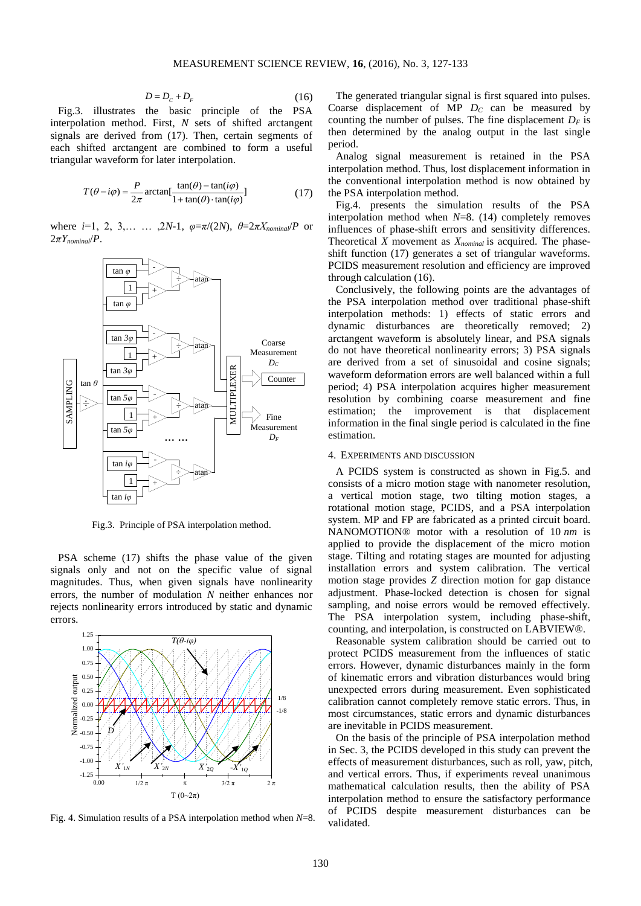$$D = D_C + D_F \tag{16}$$

Fig.3. illustrates the basic principle of the PSA interpolation method. First, $N$ sets of shifted arctangent signals are derived from (17). Then, certain segments of each shifted arctangent are combined to form a useful triangular waveform for later interpolation.

$$T(\theta - i\varphi) = \frac{P}{2\pi}\arctan[\frac{\tan(\theta) - \tan(i\varphi)}{1 + \tan(\theta)\cdot\tan(i\varphi)}] \tag{17}$$

where $i$=1, 2, 3,… … ,2$N$-1, $\varphi=\pi/(2N)$, $\theta=2\pi X_{nominal}/P$ or $2\pi Y_{nominal}/P$.

Fig.3. Principle of PSA interpolation method.

PSA scheme (17) shifts the phase value of the given signals only and not on the specific value of signal magnitudes. Thus, when given signals have nonlinearity errors, the number of modulation $N$ neither enhances nor rejects nonlinearity errors introduced by static and dynamic errors.

Fig. 4. Simulation results of a PSA interpolation method when $N$=8.

The generated triangular signal is first squared into pulses. Coarse displacement of MP $D_C$ can be measured by counting the number of pulses. The fine displacement $D_F$ is then determined by the analog output in the last single period.

Analog signal measurement is retained in the PSA interpolation method. Thus, lost displacement information in the conventional interpolation method is now obtained by the PSA interpolation method.

Fig.4. presents the simulation results of the PSA interpolation method when $N$=8. (14) completely removes influences of phase-shift errors and sensitivity differences. Theoretical $X$ movement as $X_{nominal}$ is acquired. The phase-shift function (17) generates a set of triangular waveforms. PCIDS measurement resolution and efficiency are improved through calculation (16).

Conclusively, the following points are the advantages of the PSA interpolation method over traditional phase-shift interpolation methods: 1) effects of static errors and dynamic disturbances are theoretically removed; 2) arctangent waveform is absolutely linear, and PSA signals do not have theoretical nonlinearity errors; 3) PSA signals are derived from a set of sinusoidal and cosine signals; waveform deformation errors are well balanced within a full period; 4) PSA interpolation acquires higher measurement resolution by combining coarse measurement and fine estimation; the improvement is that displacement information in the final single period is calculated in the fine estimation.

## 4. EXPERIMENTS AND DISCUSSION

A PCIDS system is constructed as shown in Fig.5. and consists of a micro motion stage with nanometer resolution, a vertical motion stage, two tilting motion stages, a rotational motion stage, PCIDS, and a PSA interpolation system. MP and FP are fabricated as a printed circuit board. NANOMOTION® motor with a resolution of 10 *nm* is applied to provide the displacement of the micro motion stage. Tilting and rotating stages are mounted for adjusting installation errors and system calibration. The vertical motion stage provides $Z$ direction motion for gap distance adjustment. Phase-locked detection is chosen for signal sampling, and noise errors would be removed effectively. The PSA interpolation system, including phase-shift, counting, and interpolation, is constructed on LABVIEW®.

Reasonable system calibration should be carried out to protect PCIDS measurement from the influences of static errors. However, dynamic disturbances mainly in the form of kinematic errors and vibration disturbances would bring unexpected errors during measurement. Even sophisticated calibration cannot completely remove static errors. Thus, in most circumstances, static errors and dynamic disturbances are inevitable in PCIDS measurement.

On the basis of the principle of PSA interpolation method in Sec. 3, the PCIDS developed in this study can prevent the effects of measurement disturbances, such as roll, yaw, pitch, and vertical errors. Thus, if experiments reveal unanimous mathematical calculation results, then the ability of PSA interpolation method to ensure the satisfactory performance of PCIDS despite measurement disturbances can be validated.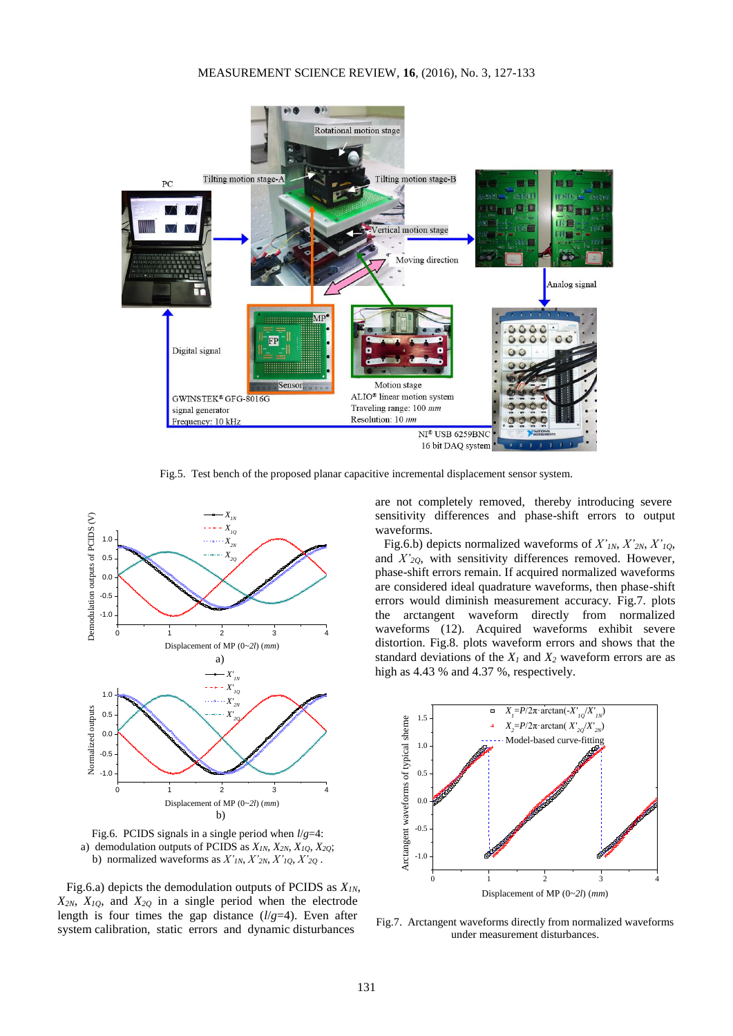Fig.5. Test bench of the proposed planar capacitive incremental displacement sensor system.

Fig.6. PCIDS signals in a single period when $l/g$=4:
a) demodulation outputs of PCIDS as $X_{1N}$, $X_{2N}$, $X_{1Q}$, $X_{2Q}$;
b) normalized waveforms as $X'_{1N}$, $X'_{2N}$, $X'_{1Q}$, $X'_{2Q}$ .

Fig.6.a) depicts the demodulation outputs of PCIDS as $X_{1N}$, $X_{2N}$, $X_{1Q}$, and $X_{2Q}$ in a single period when the electrode length is four times the gap distance ($l/g$=4). Even after system calibration, static errors and dynamic disturbances are not completely removed, thereby introducing severe sensitivity differences and phase-shift errors to output waveforms.

Fig.6.b) depicts normalized waveforms of $X'_{1N}$, $X'_{2N}$, $X'_{1Q}$, and $X'_{2Q}$, with sensitivity differences removed. However, phase-shift errors remain. If acquired normalized waveforms are considered ideal quadrature waveforms, then phase-shift errors would diminish measurement accuracy. Fig.7. plots the arctangent waveform directly from normalized waveforms (12). Acquired waveforms exhibit severe distortion. Fig.8. plots waveform errors and shows that the standard deviations of the $X_1$ and $X_2$ waveform errors are as high as 4.43 % and 4.37 %, respectively.

Fig.7. Arctangent waveforms directly from normalized waveforms under measurement disturbances.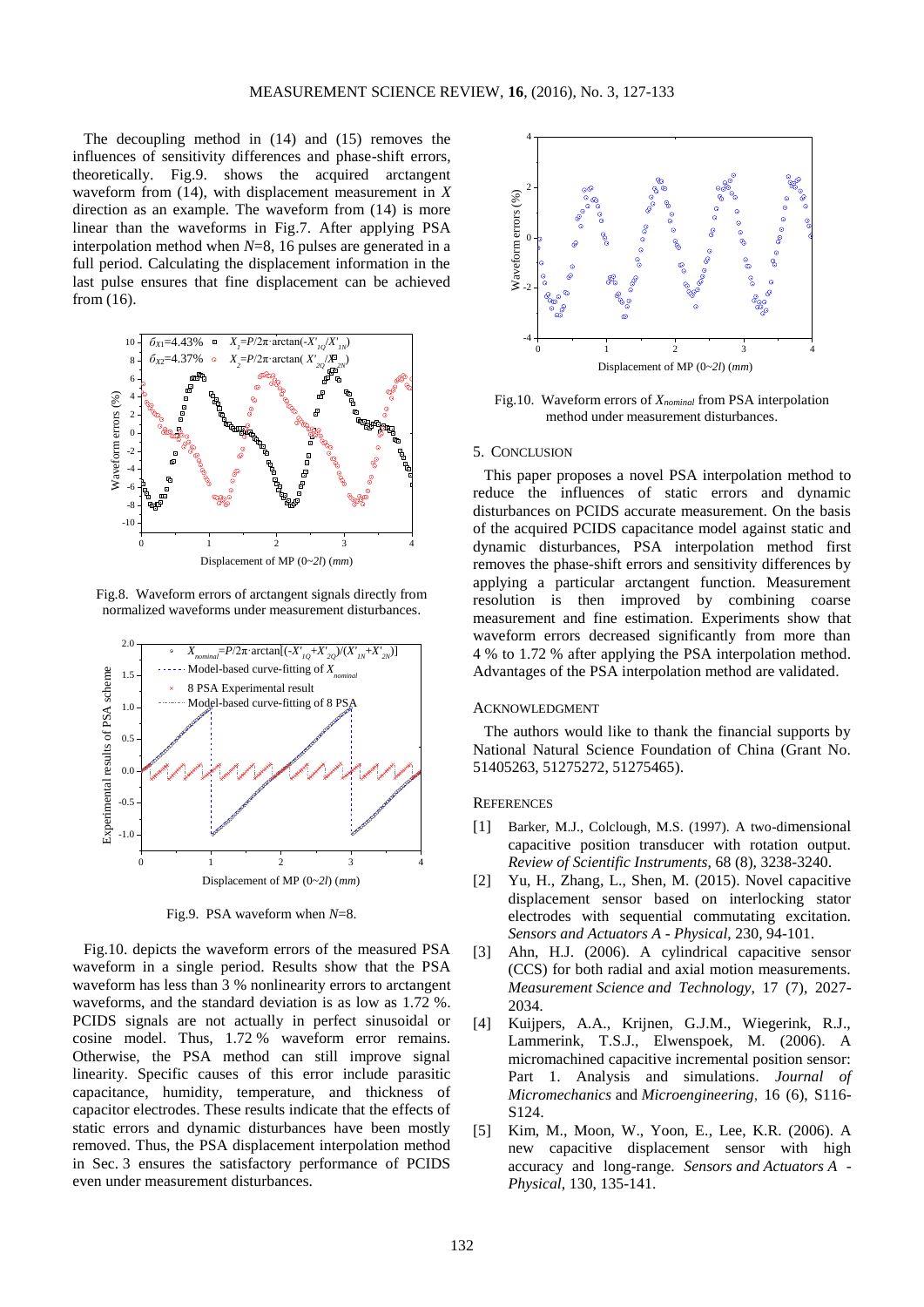The decoupling method in (14) and (15) removes the influences of sensitivity differences and phase-shift errors, theoretically. Fig.9. shows the acquired arctangent waveform from (14), with displacement measurement in $X$ direction as an example. The waveform from (14) is more linear than the waveforms in Fig.7. After applying PSA interpolation method when $N$=8, 16 pulses are generated in a full period. Calculating the displacement information in the last pulse ensures that fine displacement can be achieved from (16).

Fig.8. Waveform errors of arctangent signals directly from normalized waveforms under measurement disturbances.

Fig.9. PSA waveform when $N$=8.

Fig.10. depicts the waveform errors of the measured PSA waveform in a single period. Results show that the PSA waveform has less than 3 % nonlinearity errors to arctangent waveforms, and the standard deviation is as low as 1.72 %. PCIDS signals are not actually in perfect sinusoidal or cosine model. Thus, 1.72 % waveform error remains. Otherwise, the PSA method can still improve signal linearity. Specific causes of this error include parasitic capacitance, humidity, temperature, and thickness of capacitor electrodes. These results indicate that the effects of static errors and dynamic disturbances have been mostly removed. Thus, the PSA displacement interpolation method in Sec. 3 ensures the satisfactory performance of PCIDS even under measurement disturbances.

Fig.10. Waveform errors of $X_{nominal}$ from PSA interpolation method under measurement disturbances.

## 5. Conclusion

This paper proposes a novel PSA interpolation method to reduce the influences of static errors and dynamic disturbances on PCIDS accurate measurement. On the basis of the acquired PCIDS capacitance model against static and dynamic disturbances, PSA interpolation method first removes the phase-shift errors and sensitivity differences by applying a particular arctangent function. Measurement resolution is then improved by combining coarse measurement and fine estimation. Experiments show that waveform errors decreased significantly from more than 4 % to 1.72 % after applying the PSA interpolation method. Advantages of the PSA interpolation method are validated.

## Acknowledgment

The authors would like to thank the financial supports by National Natural Science Foundation of China (Grant No. 51405263, 51275272, 51275465).

## References

[1] Barker, M.J., Colclough, M.S. (1997). A two-dimensional capacitive position transducer with rotation output. *Review of Scientific Instruments*, 68 (8), 3238-3240.

[2] Yu, H., Zhang, L., Shen, M. (2015). Novel capacitive displacement sensor based on interlocking stator electrodes with sequential commutating excitation. *Sensors and Actuators A - Physical*, 230, 94-101.

[3] Ahn, H.J. (2006). A cylindrical capacitive sensor (CCS) for both radial and axial motion measurements. *Measurement Science and Technology*, 17 (7), 2027-2034.

[4] Kuijpers, A.A., Krijnen, G.J.M., Wiegerink, R.J., Lammerink, T.S.J., Elwenspoek, M. (2006). A micromachined capacitive incremental position sensor: Part 1. Analysis and simulations. *Journal of Micromechanics and Microengineering*, 16 (6), S116-S124.

[5] Kim, M., Moon, W., Yoon, E., Lee, K.R. (2006). A new capacitive displacement sensor with high accuracy and long-range. *Sensors and Actuators A - Physical*, 130, 135-141.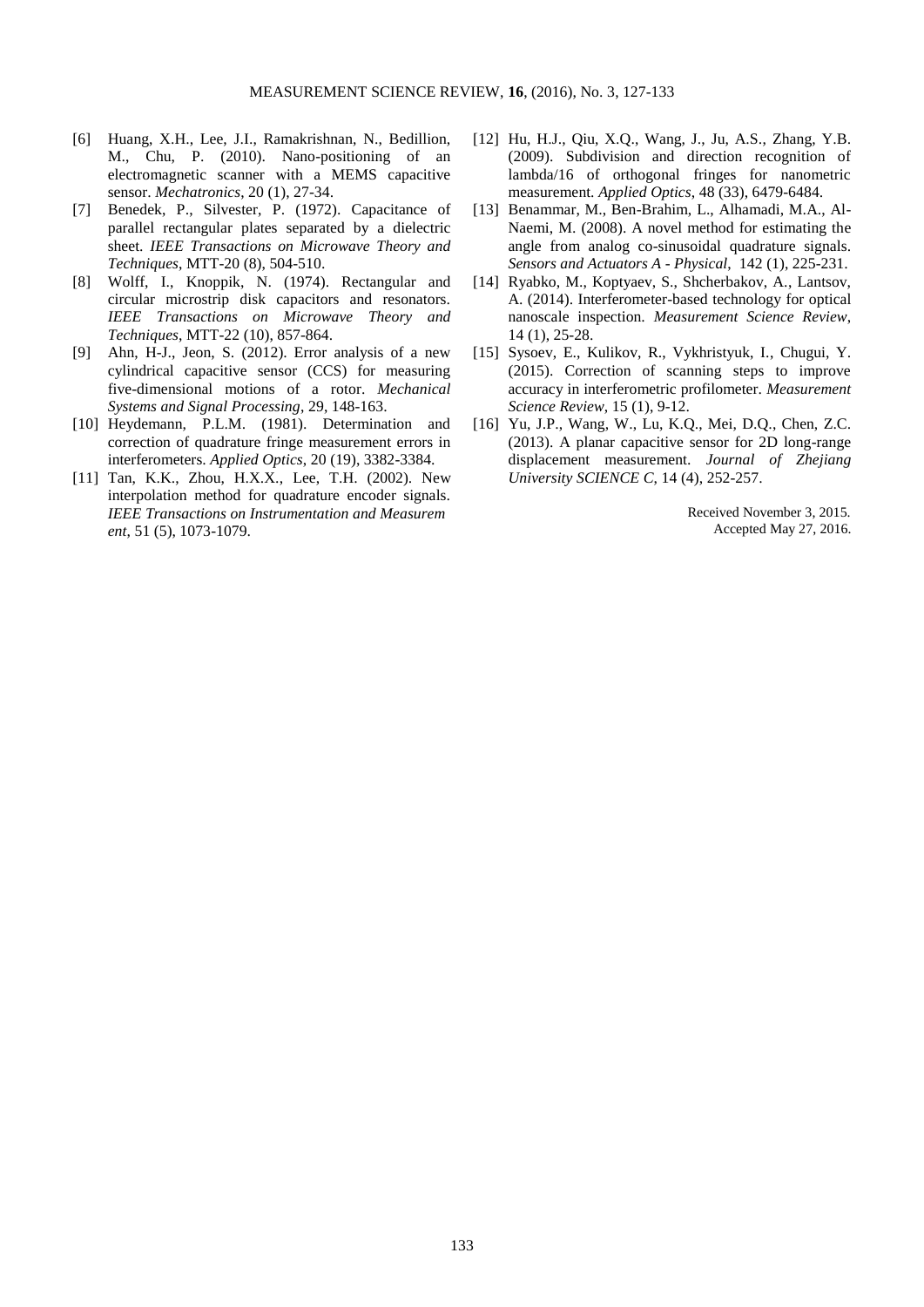[6] Huang, X.H., Lee, J.I., Ramakrishnan, N., Bedillion, M., Chu, P. (2010). Nano-positioning of an electromagnetic scanner with a MEMS capacitive sensor. *Mechatronics*, 20 (1), 27-34.

[7] Benedek, P., Silvester, P. (1972). Capacitance of parallel rectangular plates separated by a dielectric sheet. *IEEE Transactions on Microwave Theory and Techniques*, MTT-20 (8), 504-510.

[8] Wolff, I., Knoppik, N. (1974). Rectangular and circular microstrip disk capacitors and resonators. *IEEE Transactions on Microwave Theory and Techniques*, MTT-22 (10), 857-864.

[9] Ahn, H-J., Jeon, S. (2012). Error analysis of a new cylindrical capacitive sensor (CCS) for measuring five-dimensional motions of a rotor. *Mechanical Systems and Signal Processing*, 29, 148-163.

[10] Heydemann, P.L.M. (1981). Determination and correction of quadrature fringe measurement errors in interferometers. *Applied Optics*, 20 (19), 3382-3384.

[11] Tan, K.K., Zhou, H.X.X., Lee, T.H. (2002). New interpolation method for quadrature encoder signals. *IEEE Transactions on Instrumentation and Measurement*, 51 (5), 1073-1079.

[12] Hu, H.J., Qiu, X.Q., Wang, J., Ju, A.S., Zhang, Y.B. (2009). Subdivision and direction recognition of lambda/16 of orthogonal fringes for nanometric measurement. *Applied Optics*, 48 (33), 6479-6484.

[13] Benammar, M., Ben-Brahim, L., Alhamadi, M.A., Al-Naemi, M. (2008). A novel method for estimating the angle from analog co-sinusoidal quadrature signals. *Sensors and Actuators A - Physical*, 142 (1), 225-231.

[14] Ryabko, M., Koptyaev, S., Shcherbakov, A., Lantsov, A. (2014). Interferometer-based technology for optical nanoscale inspection. *Measurement Science Review*, 14 (1), 25-28.

[15] Sysoev, E., Kulikov, R., Vykhristyuk, I., Chugui, Y. (2015). Correction of scanning steps to improve accuracy in interferometric profilometer. *Measurement Science Review*, 15 (1), 9-12.

[16] Yu, J.P., Wang, W., Lu, K.Q., Mei, D.Q., Chen, Z.C. (2013). A planar capacitive sensor for 2D long-range displacement measurement. *Journal of Zhejiang University SCIENCE C*, 14 (4), 252-257.

Received November 3, 2015.
Accepted May 27, 2016.